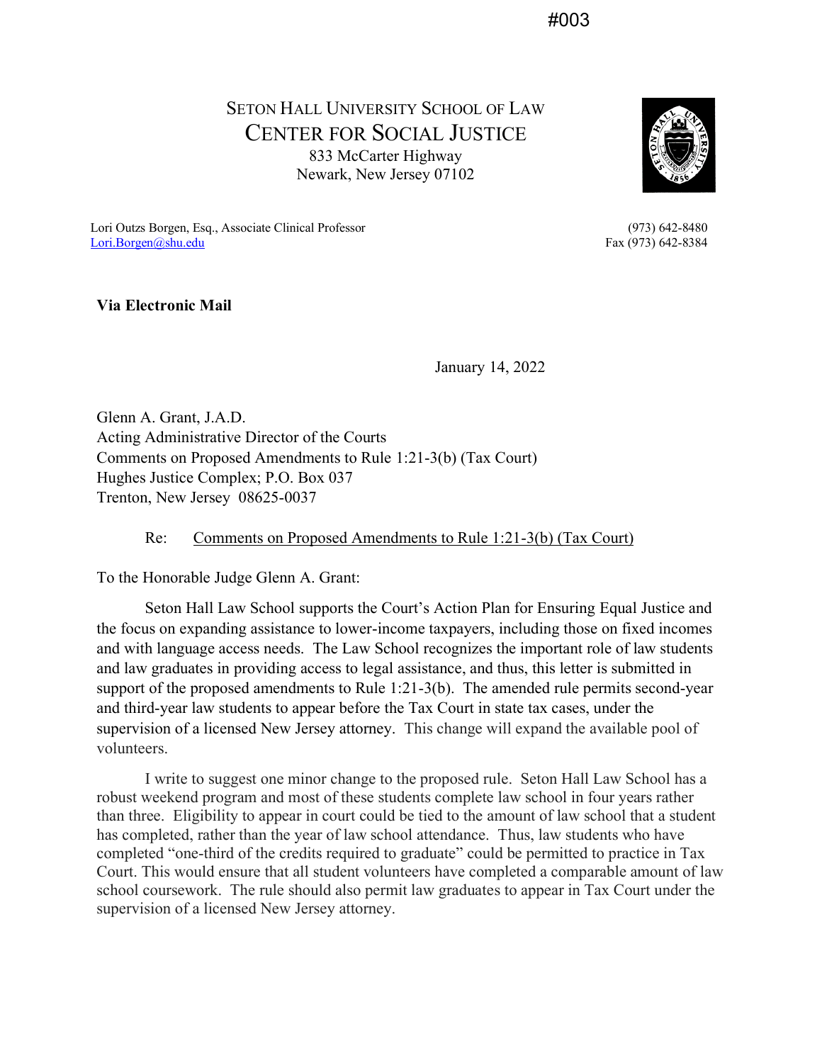#003

SETON HALL UNIVERSITY SCHOOL OF LAW
CENTER FOR SOCIAL JUSTICE
833 McCarter Highway
Newark, New Jersey 07102

Lori Outzs Borgen, Esq., Associate Clinical Professor
Lori.Borgen@shu.edu

(973) 642-8480
Fax (973) 642-8384

**Via Electronic Mail**

January 14, 2022

Glenn A. Grant, J.A.D.
Acting Administrative Director of the Courts
Comments on Proposed Amendments to Rule 1:21-3(b) (Tax Court)
Hughes Justice Complex; P.O. Box 037
Trenton, New Jersey 08625-0037

Re: Comments on Proposed Amendments to Rule 1:21-3(b) (Tax Court)

To the Honorable Judge Glenn A. Grant:

Seton Hall Law School supports the Court's Action Plan for Ensuring Equal Justice and the focus on expanding assistance to lower-income taxpayers, including those on fixed incomes and with language access needs. The Law School recognizes the important role of law students and law graduates in providing access to legal assistance, and thus, this letter is submitted in support of the proposed amendments to Rule 1:21-3(b). The amended rule permits second-year and third-year law students to appear before the Tax Court in state tax cases, under the supervision of a licensed New Jersey attorney. This change will expand the available pool of volunteers.

I write to suggest one minor change to the proposed rule. Seton Hall Law School has a robust weekend program and most of these students complete law school in four years rather than three. Eligibility to appear in court could be tied to the amount of law school that a student has completed, rather than the year of law school attendance. Thus, law students who have completed "one-third of the credits required to graduate" could be permitted to practice in Tax Court. This would ensure that all student volunteers have completed a comparable amount of law school coursework. The rule should also permit law graduates to appear in Tax Court under the supervision of a licensed New Jersey attorney.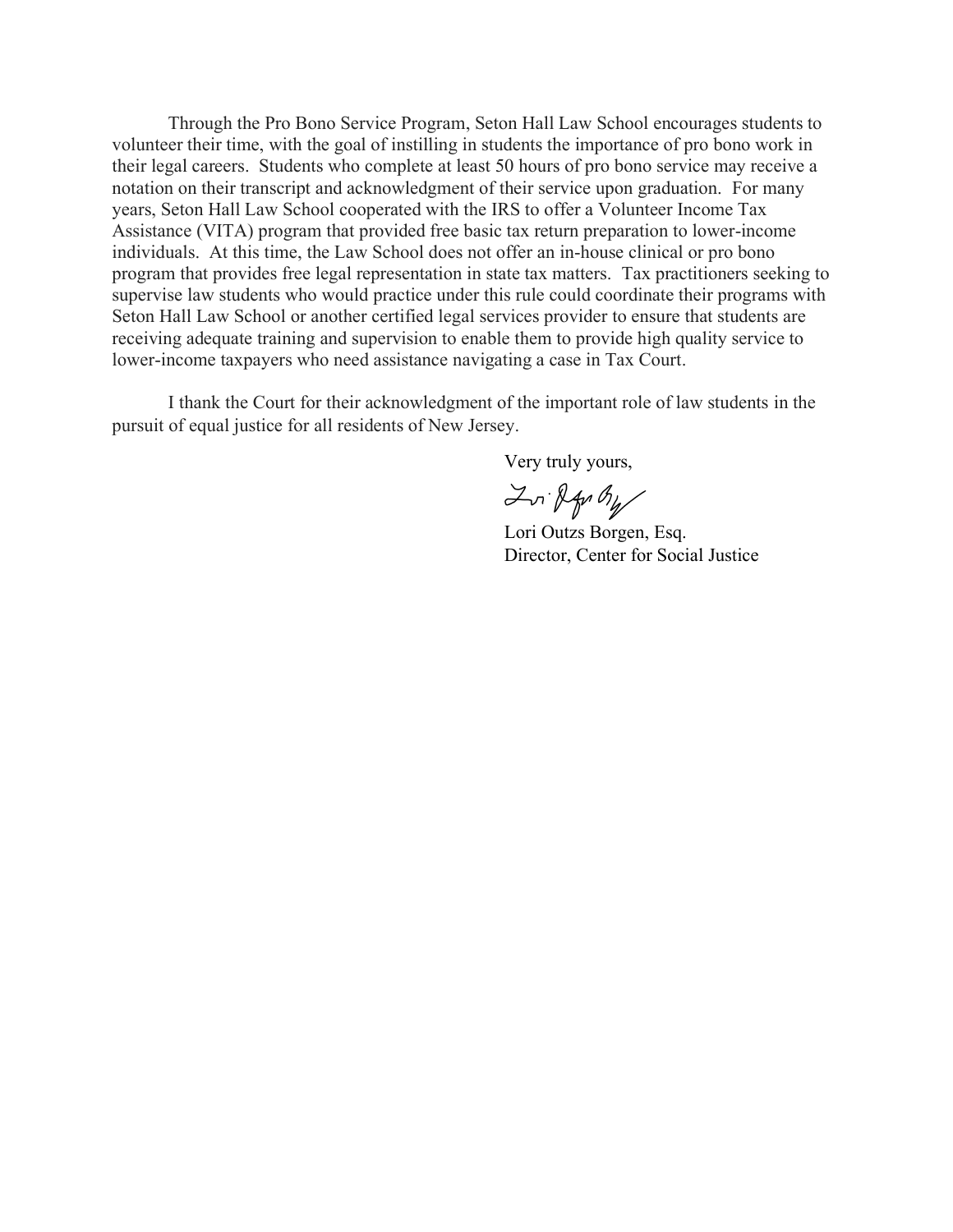Through the Pro Bono Service Program, Seton Hall Law School encourages students to volunteer their time, with the goal of instilling in students the importance of pro bono work in their legal careers. Students who complete at least 50 hours of pro bono service may receive a notation on their transcript and acknowledgment of their service upon graduation. For many years, Seton Hall Law School cooperated with the IRS to offer a Volunteer Income Tax Assistance (VITA) program that provided free basic tax return preparation to lower-income individuals. At this time, the Law School does not offer an in-house clinical or pro bono program that provides free legal representation in state tax matters. Tax practitioners seeking to supervise law students who would practice under this rule could coordinate their programs with Seton Hall Law School or another certified legal services provider to ensure that students are receiving adequate training and supervision to enable them to provide high quality service to lower-income taxpayers who need assistance navigating a case in Tax Court.

I thank the Court for their acknowledgment of the important role of law students in the pursuit of equal justice for all residents of New Jersey.

Very truly yours,

Lori Outzs Borgen, Esq.
Director, Center for Social Justice